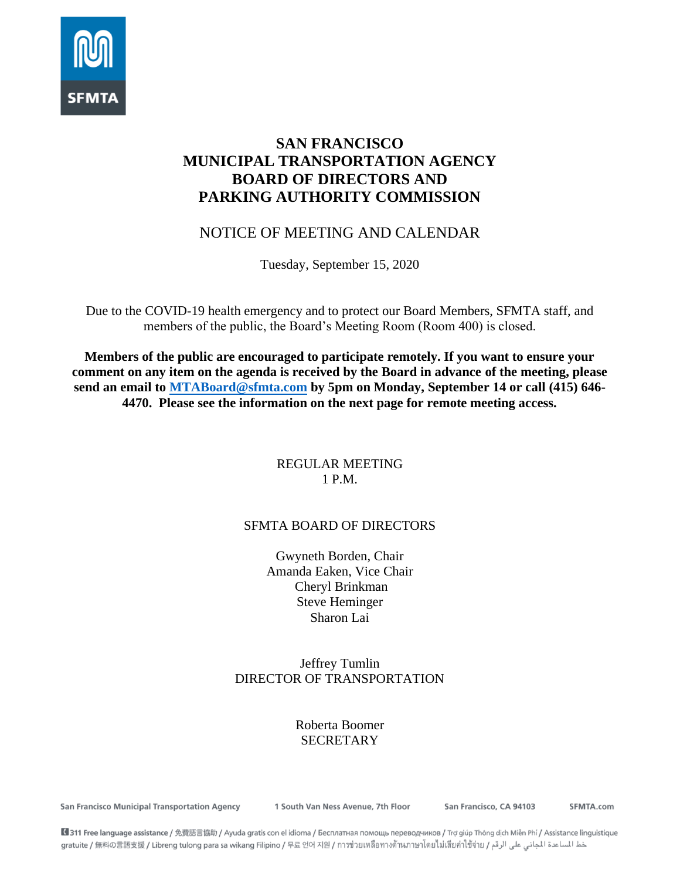# SAN FRANCISCO
# MUNICIPAL TRANSPORTATION AGENCY
# BOARD OF DIRECTORS AND
# PARKING AUTHORITY COMMISSION

## NOTICE OF MEETING AND CALENDAR

Tuesday, September 15, 2020

Due to the COVID-19 health emergency and to protect our Board Members, SFMTA staff, and members of the public, the Board's Meeting Room (Room 400) is closed.

**Members of the public are encouraged to participate remotely. If you want to ensure your comment on any item on the agenda is received by the Board in advance of the meeting, please send an email to [MTABoard@sfmta.com](mailto:MTABoard@sfmta.com) by 5pm on Monday, September 14 or call (415) 646-4470. Please see the information on the next page for remote meeting access.**

REGULAR MEETING
1 P.M.

SFMTA BOARD OF DIRECTORS

Gwyneth Borden, Chair
Amanda Eaken, Vice Chair
Cheryl Brinkman
Steve Heminger
Sharon Lai

Jeffrey Tumlin
DIRECTOR OF TRANSPORTATION

Roberta Boomer
SECRETARY

San Francisco Municipal Transportation Agency | 1 South Van Ness Avenue, 7th Floor | San Francisco, CA 94103 | SFMTA.com

311 Free language assistance / 免費語言協助 / Ayuda gratis con el idioma / Бесплатная помощь переводчиков / Trợ giúp Thông dịch Miễn Phí / Assistance linguistique gratuite / 無料の言語支援 / Libreng tulong para sa wikang Filipino / 무료 언어 지원 / การช่วยเหลือทางด้านภาษาโดยไม่เสียค่าใช้จ่าย / خط المساعدة المجاني على الرقم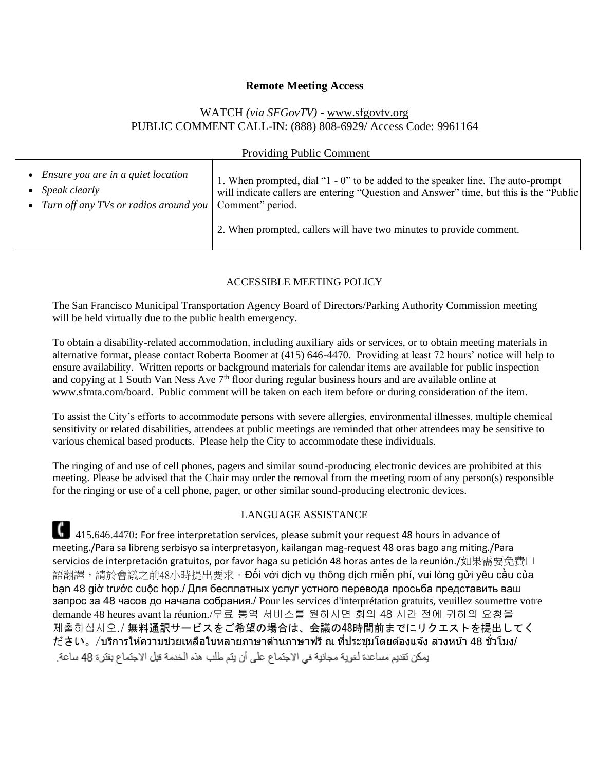## Remote Meeting Access

WATCH *(via SFGovTV)* - www.sfgovtv.org
PUBLIC COMMENT CALL-IN: (888) 808-6929/ Access Code: 9961164

Providing Public Comment

| | |
|---|---|
| • *Ensure you are in a quiet location*<br>• *Speak clearly*<br>• *Turn off any TVs or radios around you* | 1. When prompted, dial "1 - 0" to be added to the speaker line. The auto-prompt will indicate callers are entering "Question and Answer" time, but this is the "Public Comment" period.<br><br>2. When prompted, callers will have two minutes to provide comment. |

ACCESSIBLE MEETING POLICY

The San Francisco Municipal Transportation Agency Board of Directors/Parking Authority Commission meeting will be held virtually due to the public health emergency.

To obtain a disability-related accommodation, including auxiliary aids or services, or to obtain meeting materials in alternative format, please contact Roberta Boomer at (415) 646-4470. Providing at least 72 hours' notice will help to ensure availability. Written reports or background materials for calendar items are available for public inspection and copying at 1 South Van Ness Ave 7th floor during regular business hours and are available online at www.sfmta.com/board. Public comment will be taken on each item before or during consideration of the item.

To assist the City's efforts to accommodate persons with severe allergies, environmental illnesses, multiple chemical sensitivity or related disabilities, attendees at public meetings are reminded that other attendees may be sensitive to various chemical based products. Please help the City to accommodate these individuals.

The ringing of and use of cell phones, pagers and similar sound-producing electronic devices are prohibited at this meeting. Please be advised that the Chair may order the removal from the meeting room of any person(s) responsible for the ringing or use of a cell phone, pager, or other similar sound-producing electronic devices.

LANGUAGE ASSISTANCE

415.646.4470: For free interpretation services, please submit your request 48 hours in advance of meeting./Para sa libreng serbisyo sa interpretasyon, kailangan mag-request 48 oras bago ang miting./Para servicios de interpretación gratuitos, por favor haga su petición 48 horas antes de la reunión./如果需要免費口語翻譯，請於會議之前48小時提出要求。Đối với dịch vụ thông dịch miễn phí, vui lòng gửi yêu cầu của bạn 48 giờ trước cuộc họp./ Для бесплатных услуг устного перевода просьба представить ваш запрос за 48 часов до начала собрания./ Pour les services d'interprétation gratuits, veuillez soumettre votre demande 48 heures avant la réunion./무료 통역 서비스를 원하시면 회의 48 시간 전에 귀하의 요청을 제출하십시오./ 無料通訳サービスをご希望の場合は、会議の48時間前までにリクエストを提出してください。/บริการให้ความช่วยเหลือในหลายภาษาด้านภาษาฟรี ณ ที่ประชุมโดยต้องแจ้ง ล่วงหน้า 48 ชั่วโมง/ يمكن تقديم مساعدة لغوية مجانية في الاجتماع على أن يتم طلب هذه الخدمة قبل الاجتماع بفترة 48 ساعة.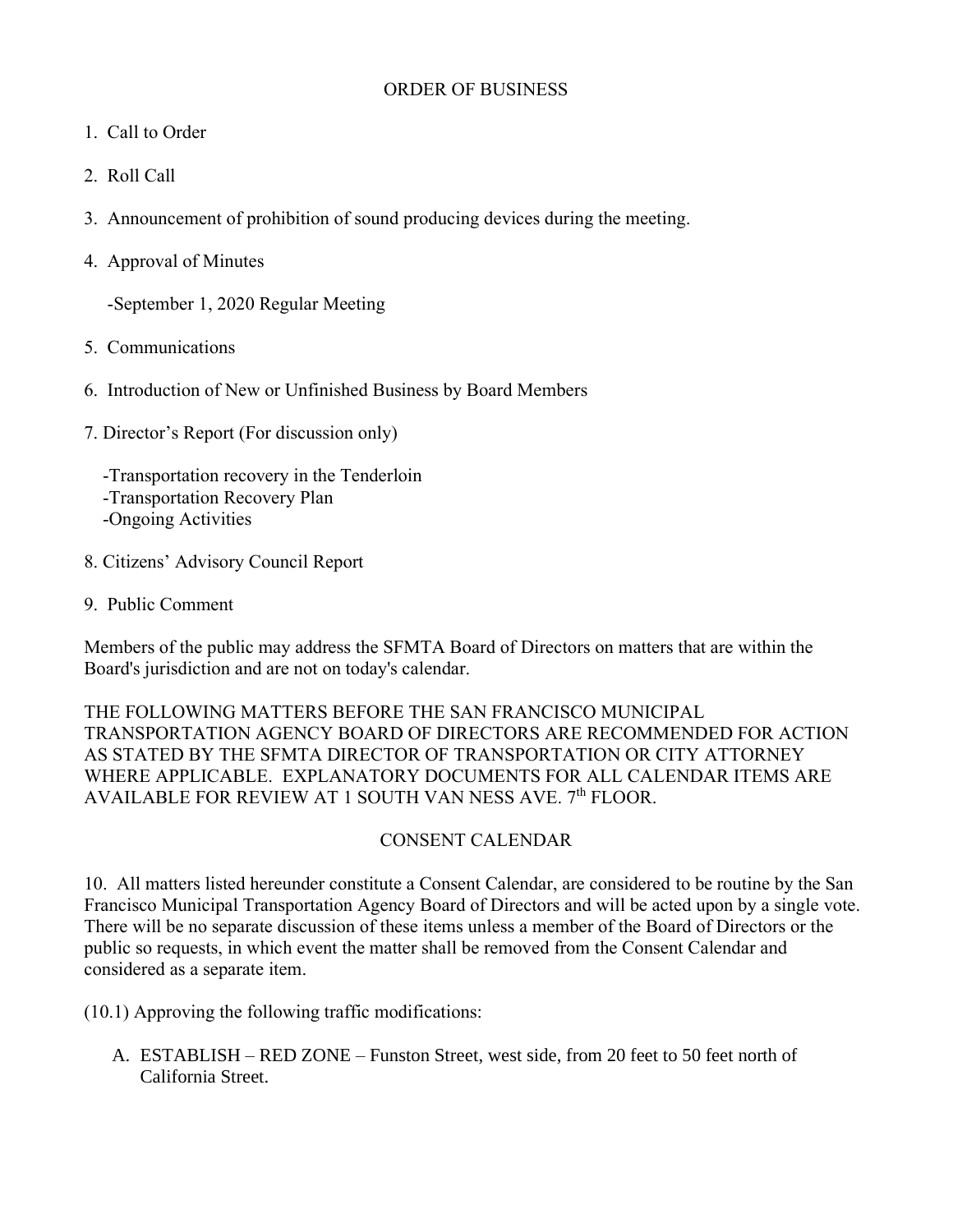## ORDER OF BUSINESS

1. Call to Order

2. Roll Call

3. Announcement of prohibition of sound producing devices during the meeting.

4. Approval of Minutes

   -September 1, 2020 Regular Meeting

5. Communications

6. Introduction of New or Unfinished Business by Board Members

7. Director's Report (For discussion only)

   -Transportation recovery in the Tenderloin
   -Transportation Recovery Plan
   -Ongoing Activities

8. Citizens' Advisory Council Report

9. Public Comment

Members of the public may address the SFMTA Board of Directors on matters that are within the Board's jurisdiction and are not on today's calendar.

THE FOLLOWING MATTERS BEFORE THE SAN FRANCISCO MUNICIPAL TRANSPORTATION AGENCY BOARD OF DIRECTORS ARE RECOMMENDED FOR ACTION AS STATED BY THE SFMTA DIRECTOR OF TRANSPORTATION OR CITY ATTORNEY WHERE APPLICABLE. EXPLANATORY DOCUMENTS FOR ALL CALENDAR ITEMS ARE AVAILABLE FOR REVIEW AT 1 SOUTH VAN NESS AVE. 7th FLOOR.

## CONSENT CALENDAR

10. All matters listed hereunder constitute a Consent Calendar, are considered to be routine by the San Francisco Municipal Transportation Agency Board of Directors and will be acted upon by a single vote. There will be no separate discussion of these items unless a member of the Board of Directors or the public so requests, in which event the matter shall be removed from the Consent Calendar and considered as a separate item.

(10.1) Approving the following traffic modifications:

A. ESTABLISH – RED ZONE – Funston Street, west side, from 20 feet to 50 feet north of California Street.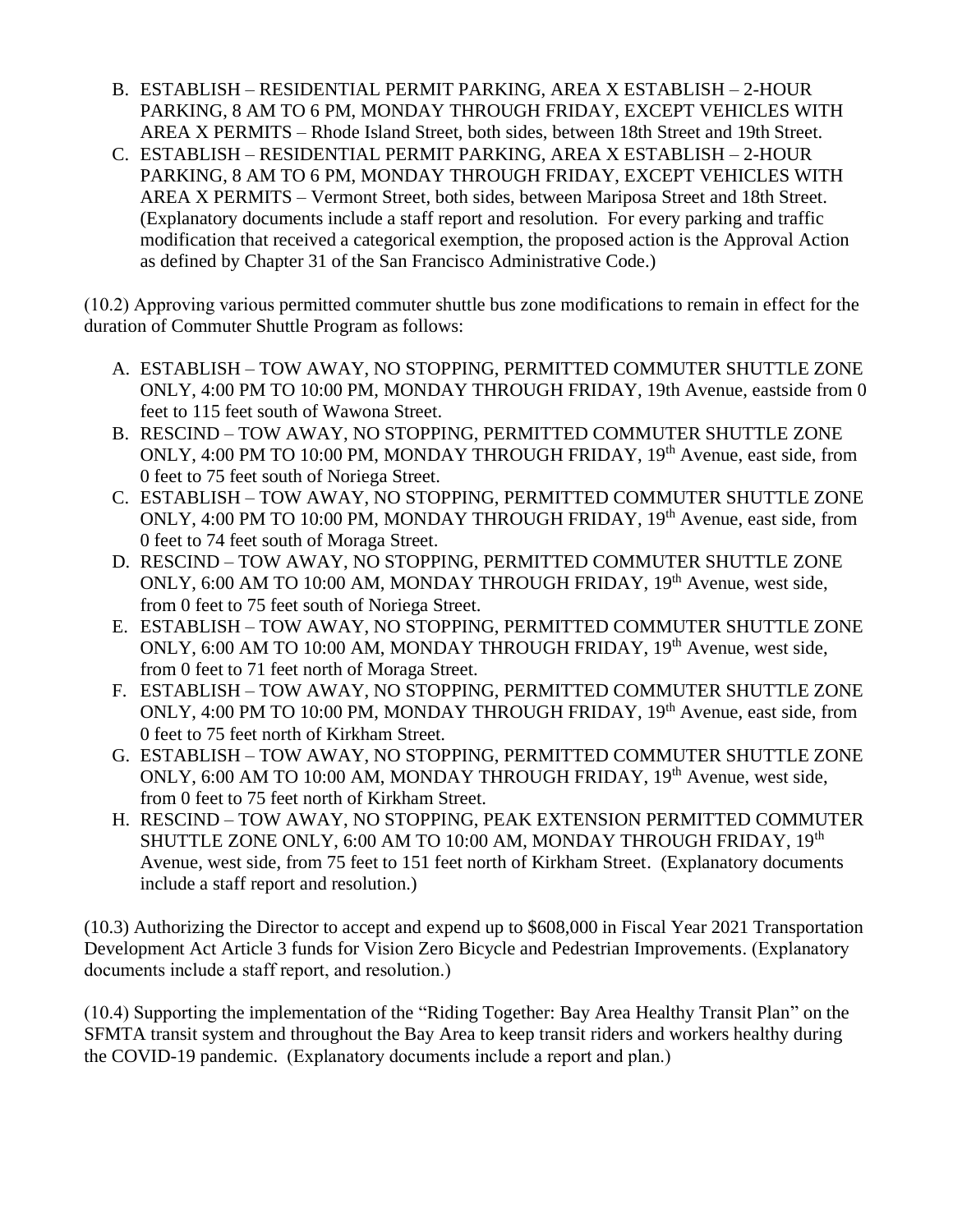B. ESTABLISH – RESIDENTIAL PERMIT PARKING, AREA X ESTABLISH – 2-HOUR PARKING, 8 AM TO 6 PM, MONDAY THROUGH FRIDAY, EXCEPT VEHICLES WITH AREA X PERMITS – Rhode Island Street, both sides, between 18th Street and 19th Street.

C. ESTABLISH – RESIDENTIAL PERMIT PARKING, AREA X ESTABLISH – 2-HOUR PARKING, 8 AM TO 6 PM, MONDAY THROUGH FRIDAY, EXCEPT VEHICLES WITH AREA X PERMITS – Vermont Street, both sides, between Mariposa Street and 18th Street. (Explanatory documents include a staff report and resolution. For every parking and traffic modification that received a categorical exemption, the proposed action is the Approval Action as defined by Chapter 31 of the San Francisco Administrative Code.)

(10.2) Approving various permitted commuter shuttle bus zone modifications to remain in effect for the duration of Commuter Shuttle Program as follows:

A. ESTABLISH – TOW AWAY, NO STOPPING, PERMITTED COMMUTER SHUTTLE ZONE ONLY, 4:00 PM TO 10:00 PM, MONDAY THROUGH FRIDAY, 19th Avenue, eastside from 0 feet to 115 feet south of Wawona Street.

B. RESCIND – TOW AWAY, NO STOPPING, PERMITTED COMMUTER SHUTTLE ZONE ONLY, 4:00 PM TO 10:00 PM, MONDAY THROUGH FRIDAY, 19th Avenue, east side, from 0 feet to 75 feet south of Noriega Street.

C. ESTABLISH – TOW AWAY, NO STOPPING, PERMITTED COMMUTER SHUTTLE ZONE ONLY, 4:00 PM TO 10:00 PM, MONDAY THROUGH FRIDAY, 19th Avenue, east side, from 0 feet to 74 feet south of Moraga Street.

D. RESCIND – TOW AWAY, NO STOPPING, PERMITTED COMMUTER SHUTTLE ZONE ONLY, 6:00 AM TO 10:00 AM, MONDAY THROUGH FRIDAY, 19th Avenue, west side, from 0 feet to 75 feet south of Noriega Street.

E. ESTABLISH – TOW AWAY, NO STOPPING, PERMITTED COMMUTER SHUTTLE ZONE ONLY, 6:00 AM TO 10:00 AM, MONDAY THROUGH FRIDAY, 19th Avenue, west side, from 0 feet to 71 feet north of Moraga Street.

F. ESTABLISH – TOW AWAY, NO STOPPING, PERMITTED COMMUTER SHUTTLE ZONE ONLY, 4:00 PM TO 10:00 PM, MONDAY THROUGH FRIDAY, 19th Avenue, east side, from 0 feet to 75 feet north of Kirkham Street.

G. ESTABLISH – TOW AWAY, NO STOPPING, PERMITTED COMMUTER SHUTTLE ZONE ONLY, 6:00 AM TO 10:00 AM, MONDAY THROUGH FRIDAY, 19th Avenue, west side, from 0 feet to 75 feet north of Kirkham Street.

H. RESCIND – TOW AWAY, NO STOPPING, PEAK EXTENSION PERMITTED COMMUTER SHUTTLE ZONE ONLY, 6:00 AM TO 10:00 AM, MONDAY THROUGH FRIDAY, 19th Avenue, west side, from 75 feet to 151 feet north of Kirkham Street. (Explanatory documents include a staff report and resolution.)

(10.3) Authorizing the Director to accept and expend up to $608,000 in Fiscal Year 2021 Transportation Development Act Article 3 funds for Vision Zero Bicycle and Pedestrian Improvements. (Explanatory documents include a staff report, and resolution.)

(10.4) Supporting the implementation of the "Riding Together: Bay Area Healthy Transit Plan" on the SFMTA transit system and throughout the Bay Area to keep transit riders and workers healthy during the COVID-19 pandemic. (Explanatory documents include a report and plan.)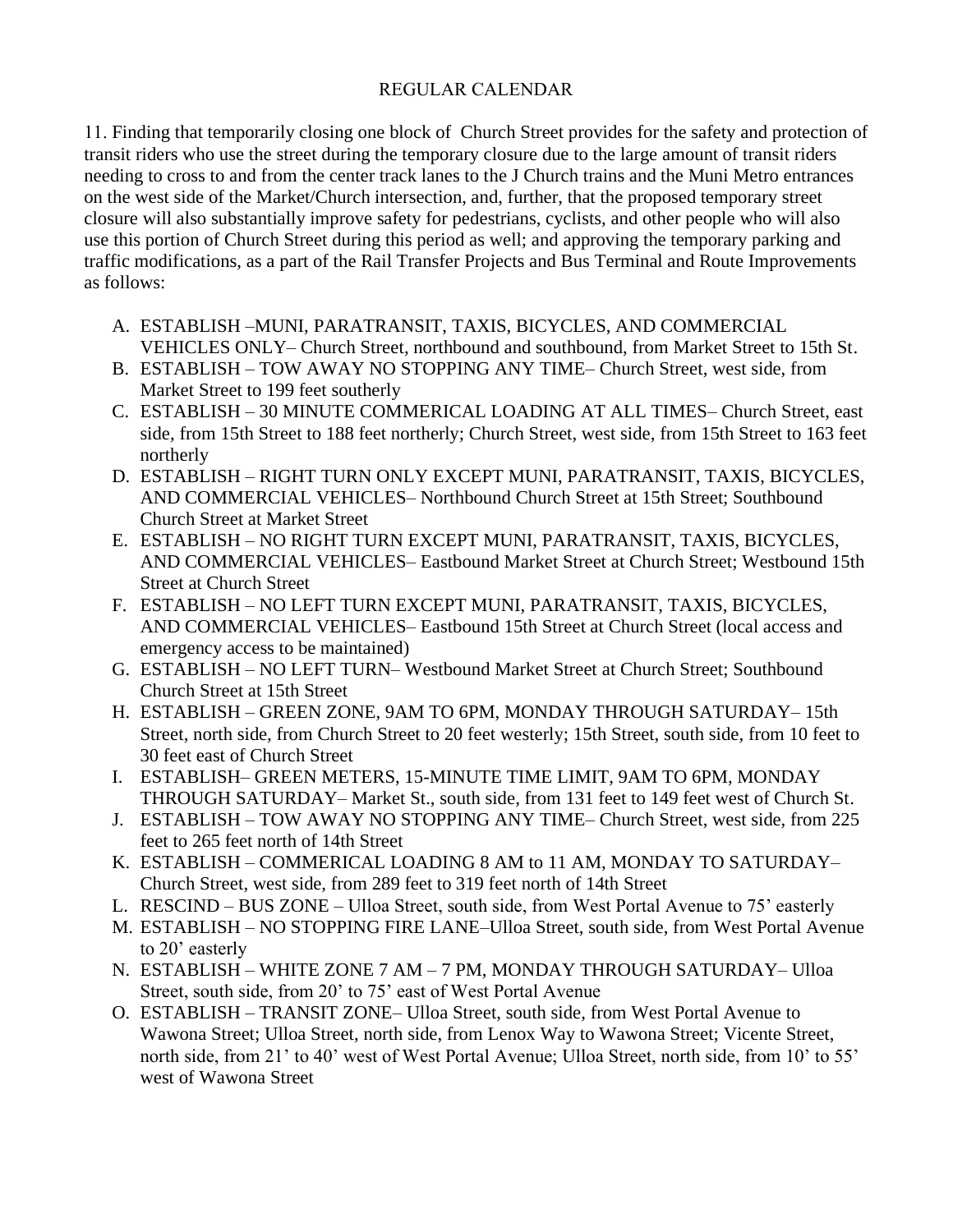REGULAR CALENDAR

11. Finding that temporarily closing one block of Church Street provides for the safety and protection of transit riders who use the street during the temporary closure due to the large amount of transit riders needing to cross to and from the center track lanes to the J Church trains and the Muni Metro entrances on the west side of the Market/Church intersection, and, further, that the proposed temporary street closure will also substantially improve safety for pedestrians, cyclists, and other people who will also use this portion of Church Street during this period as well; and approving the temporary parking and traffic modifications, as a part of the Rail Transfer Projects and Bus Terminal and Route Improvements as follows:

A. ESTABLISH –MUNI, PARATRANSIT, TAXIS, BICYCLES, AND COMMERCIAL VEHICLES ONLY– Church Street, northbound and southbound, from Market Street to 15th St.
B. ESTABLISH – TOW AWAY NO STOPPING ANY TIME– Church Street, west side, from Market Street to 199 feet southerly
C. ESTABLISH – 30 MINUTE COMMERICAL LOADING AT ALL TIMES– Church Street, east side, from 15th Street to 188 feet northerly; Church Street, west side, from 15th Street to 163 feet northerly
D. ESTABLISH – RIGHT TURN ONLY EXCEPT MUNI, PARATRANSIT, TAXIS, BICYCLES, AND COMMERCIAL VEHICLES– Northbound Church Street at 15th Street; Southbound Church Street at Market Street
E. ESTABLISH – NO RIGHT TURN EXCEPT MUNI, PARATRANSIT, TAXIS, BICYCLES, AND COMMERCIAL VEHICLES– Eastbound Market Street at Church Street; Westbound 15th Street at Church Street
F. ESTABLISH – NO LEFT TURN EXCEPT MUNI, PARATRANSIT, TAXIS, BICYCLES, AND COMMERCIAL VEHICLES– Eastbound 15th Street at Church Street (local access and emergency access to be maintained)
G. ESTABLISH – NO LEFT TURN– Westbound Market Street at Church Street; Southbound Church Street at 15th Street
H. ESTABLISH – GREEN ZONE, 9AM TO 6PM, MONDAY THROUGH SATURDAY– 15th Street, north side, from Church Street to 20 feet westerly; 15th Street, south side, from 10 feet to 30 feet east of Church Street
I. ESTABLISH– GREEN METERS, 15-MINUTE TIME LIMIT, 9AM TO 6PM, MONDAY THROUGH SATURDAY– Market St., south side, from 131 feet to 149 feet west of Church St.
J. ESTABLISH – TOW AWAY NO STOPPING ANY TIME– Church Street, west side, from 225 feet to 265 feet north of 14th Street
K. ESTABLISH – COMMERICAL LOADING 8 AM to 11 AM, MONDAY TO SATURDAY– Church Street, west side, from 289 feet to 319 feet north of 14th Street
L. RESCIND – BUS ZONE – Ulloa Street, south side, from West Portal Avenue to 75' easterly
M. ESTABLISH – NO STOPPING FIRE LANE–Ulloa Street, south side, from West Portal Avenue to 20' easterly
N. ESTABLISH – WHITE ZONE 7 AM – 7 PM, MONDAY THROUGH SATURDAY– Ulloa Street, south side, from 20' to 75' east of West Portal Avenue
O. ESTABLISH – TRANSIT ZONE– Ulloa Street, south side, from West Portal Avenue to Wawona Street; Ulloa Street, north side, from Lenox Way to Wawona Street; Vicente Street, north side, from 21' to 40' west of West Portal Avenue; Ulloa Street, north side, from 10' to 55' west of Wawona Street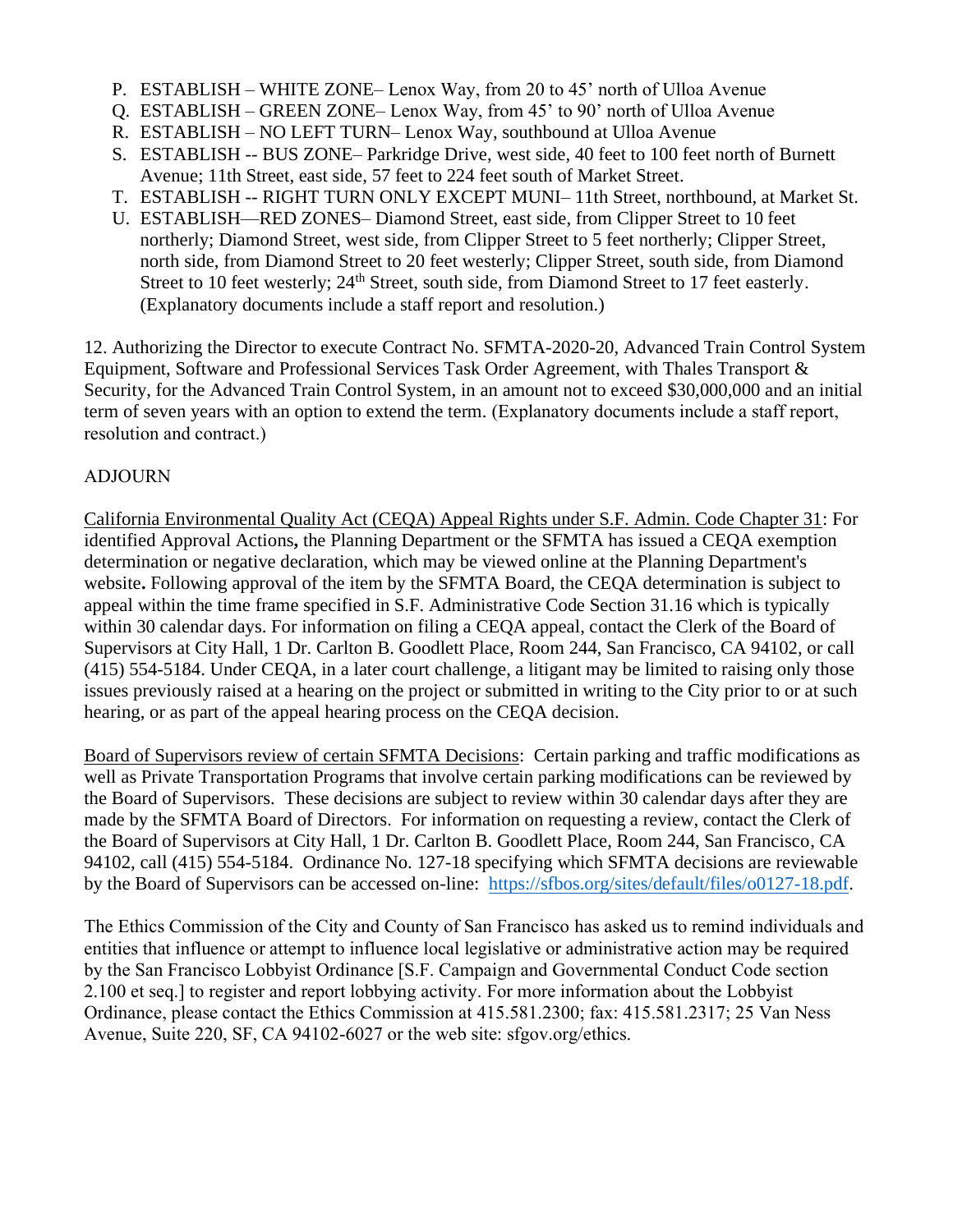P. ESTABLISH – WHITE ZONE– Lenox Way, from 20 to 45' north of Ulloa Avenue
Q. ESTABLISH – GREEN ZONE– Lenox Way, from 45' to 90' north of Ulloa Avenue
R. ESTABLISH – NO LEFT TURN– Lenox Way, southbound at Ulloa Avenue
S. ESTABLISH -- BUS ZONE– Parkridge Drive, west side, 40 feet to 100 feet north of Burnett Avenue; 11th Street, east side, 57 feet to 224 feet south of Market Street.
T. ESTABLISH -- RIGHT TURN ONLY EXCEPT MUNI– 11th Street, northbound, at Market St.
U. ESTABLISH—RED ZONES– Diamond Street, east side, from Clipper Street to 10 feet northerly; Diamond Street, west side, from Clipper Street to 5 feet northerly; Clipper Street, north side, from Diamond Street to 20 feet westerly; Clipper Street, south side, from Diamond Street to 10 feet westerly; 24th Street, south side, from Diamond Street to 17 feet easterly. (Explanatory documents include a staff report and resolution.)

12. Authorizing the Director to execute Contract No. SFMTA-2020-20, Advanced Train Control System Equipment, Software and Professional Services Task Order Agreement, with Thales Transport & Security, for the Advanced Train Control System, in an amount not to exceed $30,000,000 and an initial term of seven years with an option to extend the term. (Explanatory documents include a staff report, resolution and contract.)

ADJOURN

California Environmental Quality Act (CEQA) Appeal Rights under S.F. Admin. Code Chapter 31: For identified Approval Actions, the Planning Department or the SFMTA has issued a CEQA exemption determination or negative declaration, which may be viewed online at the Planning Department's website. Following approval of the item by the SFMTA Board, the CEQA determination is subject to appeal within the time frame specified in S.F. Administrative Code Section 31.16 which is typically within 30 calendar days. For information on filing a CEQA appeal, contact the Clerk of the Board of Supervisors at City Hall, 1 Dr. Carlton B. Goodlett Place, Room 244, San Francisco, CA 94102, or call (415) 554-5184. Under CEQA, in a later court challenge, a litigant may be limited to raising only those issues previously raised at a hearing on the project or submitted in writing to the City prior to or at such hearing, or as part of the appeal hearing process on the CEQA decision.

Board of Supervisors review of certain SFMTA Decisions: Certain parking and traffic modifications as well as Private Transportation Programs that involve certain parking modifications can be reviewed by the Board of Supervisors. These decisions are subject to review within 30 calendar days after they are made by the SFMTA Board of Directors. For information on requesting a review, contact the Clerk of the Board of Supervisors at City Hall, 1 Dr. Carlton B. Goodlett Place, Room 244, San Francisco, CA 94102, call (415) 554-5184. Ordinance No. 127-18 specifying which SFMTA decisions are reviewable by the Board of Supervisors can be accessed on-line: https://sfbos.org/sites/default/files/o0127-18.pdf.

The Ethics Commission of the City and County of San Francisco has asked us to remind individuals and entities that influence or attempt to influence local legislative or administrative action may be required by the San Francisco Lobbyist Ordinance [S.F. Campaign and Governmental Conduct Code section 2.100 et seq.] to register and report lobbying activity. For more information about the Lobbyist Ordinance, please contact the Ethics Commission at 415.581.2300; fax: 415.581.2317; 25 Van Ness Avenue, Suite 220, SF, CA 94102-6027 or the web site: sfgov.org/ethics.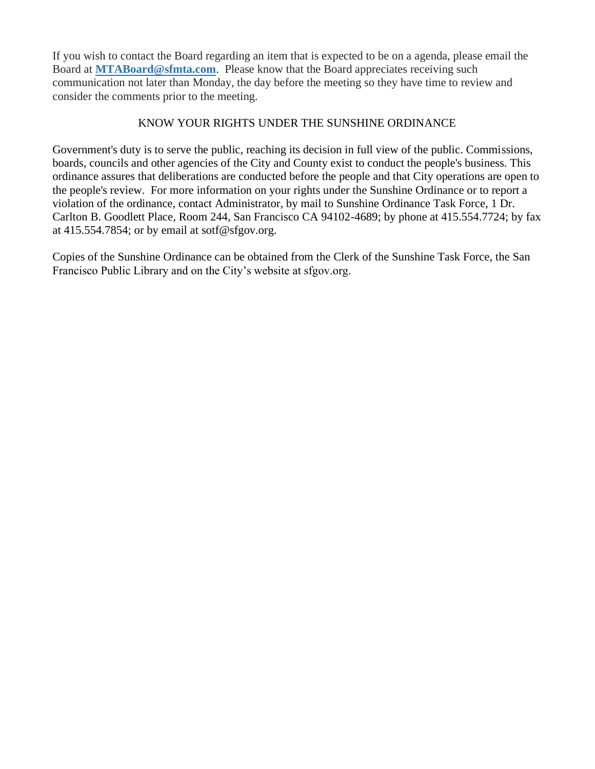If you wish to contact the Board regarding an item that is expected to be on a agenda, please email the Board at **MTABoard@sfmta.com**. Please know that the Board appreciates receiving such communication not later than Monday, the day before the meeting so they have time to review and consider the comments prior to the meeting.

## KNOW YOUR RIGHTS UNDER THE SUNSHINE ORDINANCE

Government's duty is to serve the public, reaching its decision in full view of the public. Commissions, boards, councils and other agencies of the City and County exist to conduct the people's business. This ordinance assures that deliberations are conducted before the people and that City operations are open to the people's review. For more information on your rights under the Sunshine Ordinance or to report a violation of the ordinance, contact Administrator, by mail to Sunshine Ordinance Task Force, 1 Dr. Carlton B. Goodlett Place, Room 244, San Francisco CA 94102-4689; by phone at 415.554.7724; by fax at 415.554.7854; or by email at sotf@sfgov.org.

Copies of the Sunshine Ordinance can be obtained from the Clerk of the Sunshine Task Force, the San Francisco Public Library and on the City's website at sfgov.org.